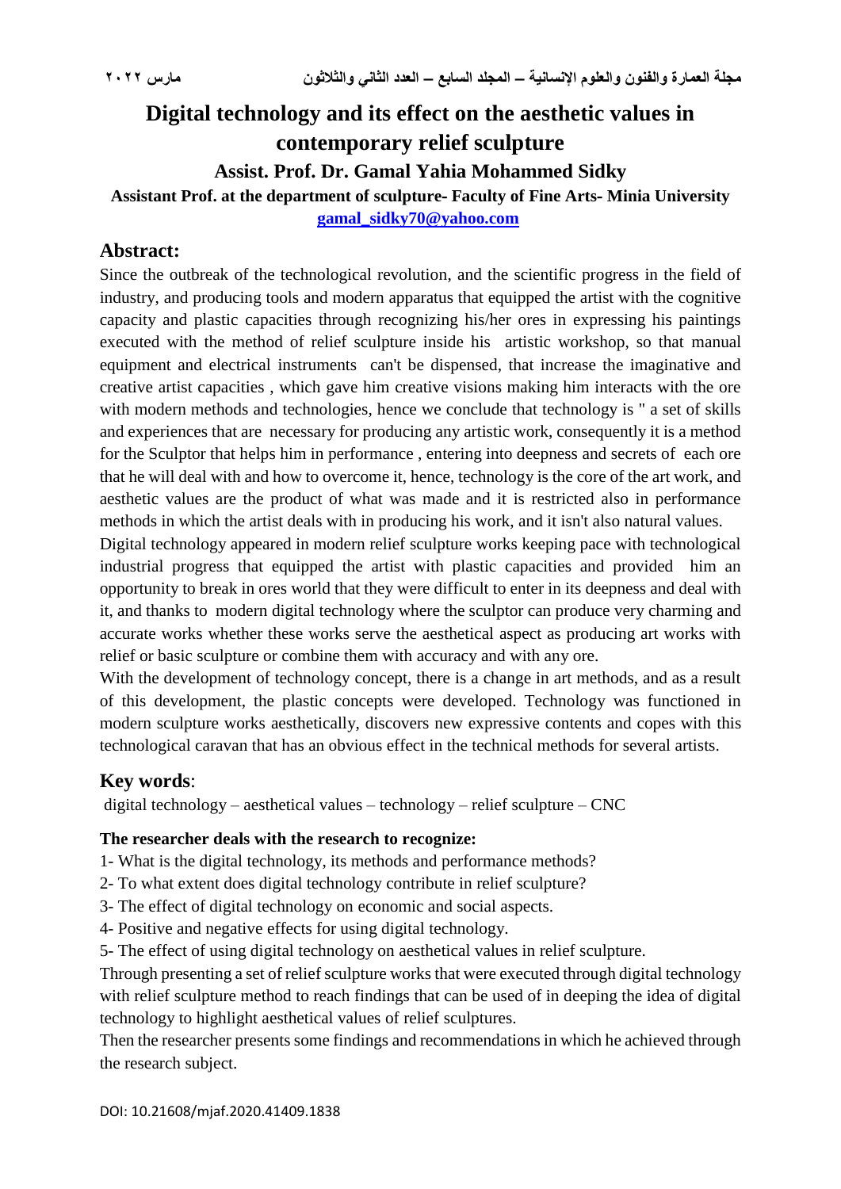# Digital technology and its effect on the aesthetic values in contemporary relief sculpture

### Assist. Prof. Dr. Gamal Yahia Mohammed Sidky

**Assistant Prof. at the department of sculpture- Faculty of Fine Arts- Minia University**

gamal_sidky70@yahoo.com

## Abstract:

Since the outbreak of the technological revolution, and the scientific progress in the field of industry, and producing tools and modern apparatus that equipped the artist with the cognitive capacity and plastic capacities through recognizing his/her ores in expressing his paintings executed with the method of relief sculpture inside his artistic workshop, so that manual equipment and electrical instruments can't be dispensed, that increase the imaginative and creative artist capacities , which gave him creative visions making him interacts with the ore with modern methods and technologies, hence we conclude that technology is " a set of skills and experiences that are necessary for producing any artistic work, consequently it is a method for the Sculptor that helps him in performance , entering into deepness and secrets of each ore that he will deal with and how to overcome it, hence, technology is the core of the art work, and aesthetic values are the product of what was made and it is restricted also in performance methods in which the artist deals with in producing his work, and it isn't also natural values.

Digital technology appeared in modern relief sculpture works keeping pace with technological industrial progress that equipped the artist with plastic capacities and provided him an opportunity to break in ores world that they were difficult to enter in its deepness and deal with it, and thanks to modern digital technology where the sculptor can produce very charming and accurate works whether these works serve the aesthetical aspect as producing art works with relief or basic sculpture or combine them with accuracy and with any ore.

With the development of technology concept, there is a change in art methods, and as a result of this development, the plastic concepts were developed. Technology was functioned in modern sculpture works aesthetically, discovers new expressive contents and copes with this technological caravan that has an obvious effect in the technical methods for several artists.

## Key words:

digital technology – aesthetical values – technology – relief sculpture – CNC

**The researcher deals with the research to recognize:**

1- What is the digital technology, its methods and performance methods?
2- To what extent does digital technology contribute in relief sculpture?
3- The effect of digital technology on economic and social aspects.
4- Positive and negative effects for using digital technology.
5- The effect of using digital technology on aesthetical values in relief sculpture.

Through presenting a set of relief sculpture works that were executed through digital technology with relief sculpture method to reach findings that can be used of in deeping the idea of digital technology to highlight aesthetical values of relief sculptures.

Then the researcher presents some findings and recommendations in which he achieved through the research subject.

DOI: 10.21608/mjaf.2020.41409.1838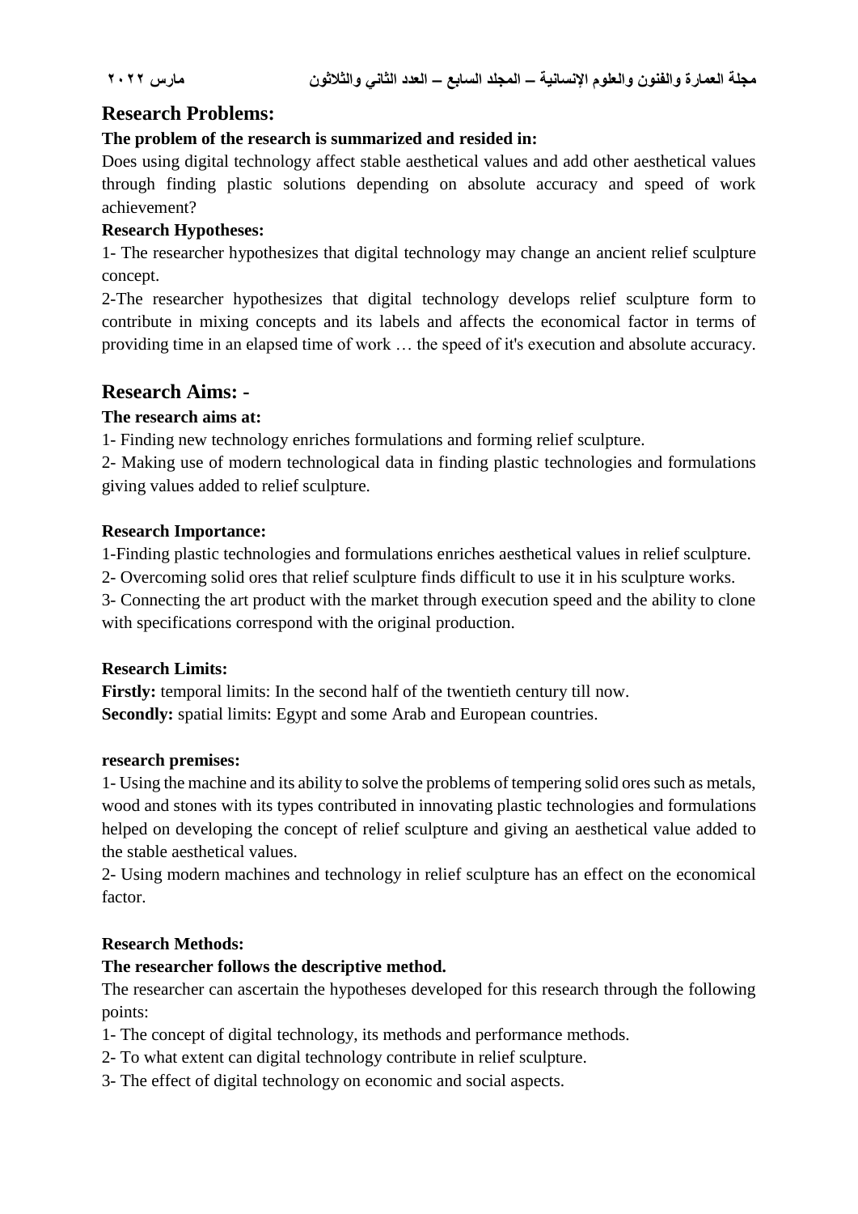## Research Problems:

**The problem of the research is summarized and resided in:**

Does using digital technology affect stable aesthetical values and add other aesthetical values through finding plastic solutions depending on absolute accuracy and speed of work achievement?

**Research Hypotheses:**

1- The researcher hypothesizes that digital technology may change an ancient relief sculpture concept.

2-The researcher hypothesizes that digital technology develops relief sculpture form to contribute in mixing concepts and its labels and affects the economical factor in terms of providing time in an elapsed time of work … the speed of it's execution and absolute accuracy.

## Research Aims: -

**The research aims at:**

1- Finding new technology enriches formulations and forming relief sculpture.

2- Making use of modern technological data in finding plastic technologies and formulations giving values added to relief sculpture.

**Research Importance:**

1-Finding plastic technologies and formulations enriches aesthetical values in relief sculpture.

2- Overcoming solid ores that relief sculpture finds difficult to use it in his sculpture works.

3- Connecting the art product with the market through execution speed and the ability to clone with specifications correspond with the original production.

**Research Limits:**

**Firstly:** temporal limits: In the second half of the twentieth century till now.

**Secondly:** spatial limits: Egypt and some Arab and European countries.

**research premises:**

1- Using the machine and its ability to solve the problems of tempering solid ores such as metals, wood and stones with its types contributed in innovating plastic technologies and formulations helped on developing the concept of relief sculpture and giving an aesthetical value added to the stable aesthetical values.

2- Using modern machines and technology in relief sculpture has an effect on the economical factor.

**Research Methods:**

**The researcher follows the descriptive method.**

The researcher can ascertain the hypotheses developed for this research through the following points:

1- The concept of digital technology, its methods and performance methods.

2- To what extent can digital technology contribute in relief sculpture.

3- The effect of digital technology on economic and social aspects.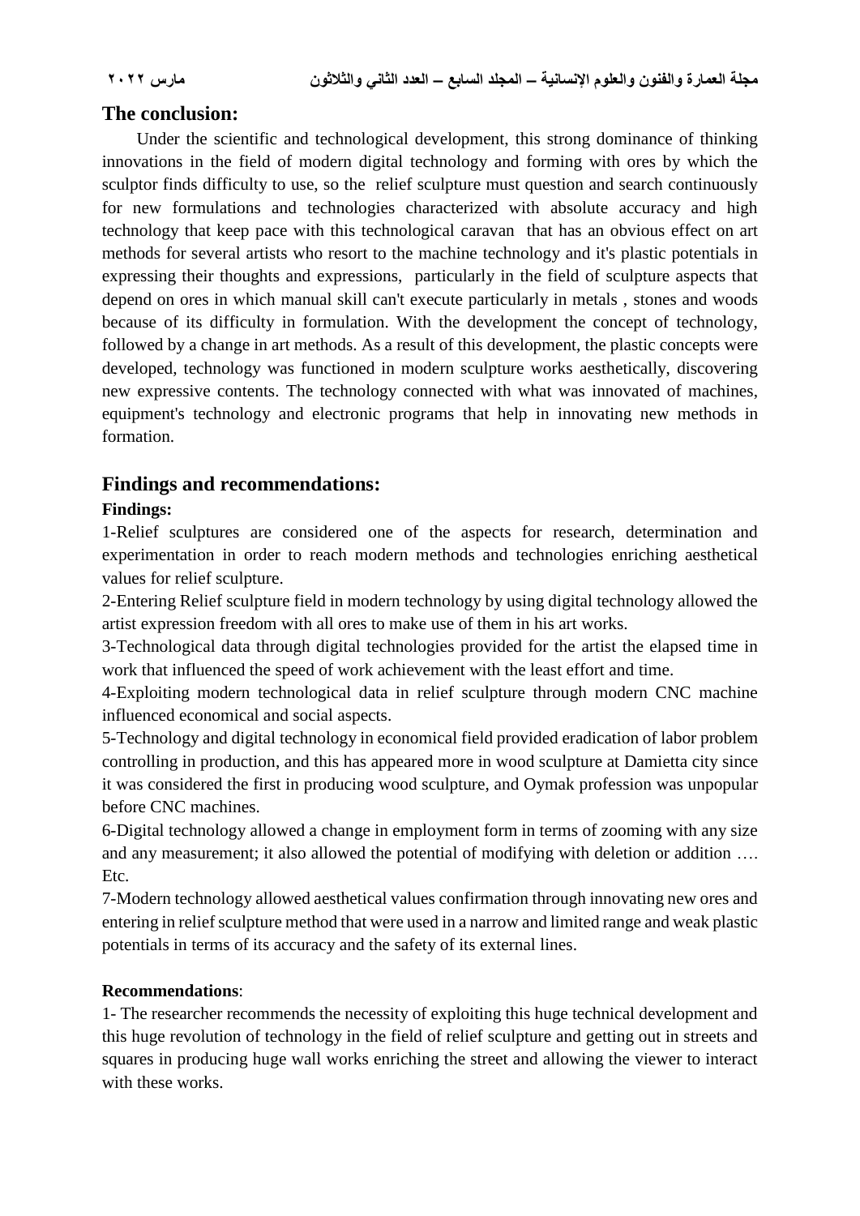## The conclusion:

Under the scientific and technological development, this strong dominance of thinking innovations in the field of modern digital technology and forming with ores by which the sculptor finds difficulty to use, so the relief sculpture must question and search continuously for new formulations and technologies characterized with absolute accuracy and high technology that keep pace with this technological caravan that has an obvious effect on art methods for several artists who resort to the machine technology and it's plastic potentials in expressing their thoughts and expressions, particularly in the field of sculpture aspects that depend on ores in which manual skill can't execute particularly in metals , stones and woods because of its difficulty in formulation. With the development the concept of technology, followed by a change in art methods. As a result of this development, the plastic concepts were developed, technology was functioned in modern sculpture works aesthetically, discovering new expressive contents. The technology connected with what was innovated of machines, equipment's technology and electronic programs that help in innovating new methods in formation.

## Findings and recommendations:

**Findings:**

1-Relief sculptures are considered one of the aspects for research, determination and experimentation in order to reach modern methods and technologies enriching aesthetical values for relief sculpture.

2-Entering Relief sculpture field in modern technology by using digital technology allowed the artist expression freedom with all ores to make use of them in his art works.

3-Technological data through digital technologies provided for the artist the elapsed time in work that influenced the speed of work achievement with the least effort and time.

4-Exploiting modern technological data in relief sculpture through modern CNC machine influenced economical and social aspects.

5-Technology and digital technology in economical field provided eradication of labor problem controlling in production, and this has appeared more in wood sculpture at Damietta city since it was considered the first in producing wood sculpture, and Oymak profession was unpopular before CNC machines.

6-Digital technology allowed a change in employment form in terms of zooming with any size and any measurement; it also allowed the potential of modifying with deletion or addition …. Etc.

7-Modern technology allowed aesthetical values confirmation through innovating new ores and entering in relief sculpture method that were used in a narrow and limited range and weak plastic potentials in terms of its accuracy and the safety of its external lines.

**Recommendations**:

1- The researcher recommends the necessity of exploiting this huge technical development and this huge revolution of technology in the field of relief sculpture and getting out in streets and squares in producing huge wall works enriching the street and allowing the viewer to interact with these works.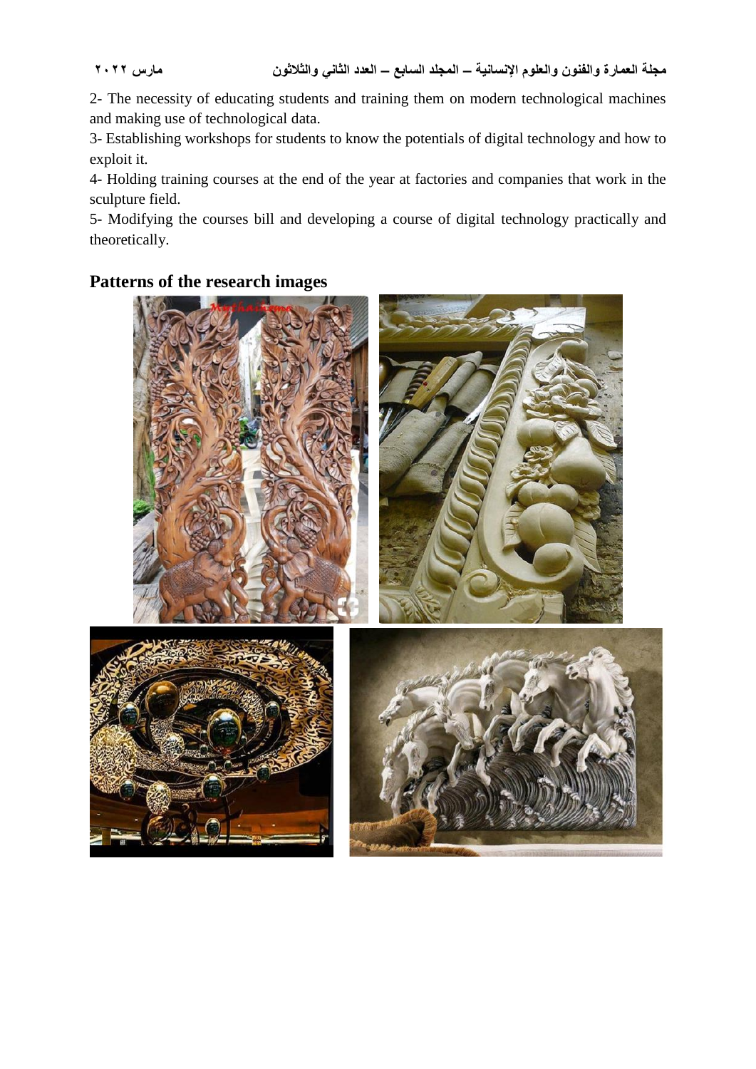2- The necessity of educating students and training them on modern technological machines and making use of technological data.

3- Establishing workshops for students to know the potentials of digital technology and how to exploit it.

4- Holding training courses at the end of the year at factories and companies that work in the sculpture field.

5- Modifying the courses bill and developing a course of digital technology practically and theoretically.

## Patterns of the research images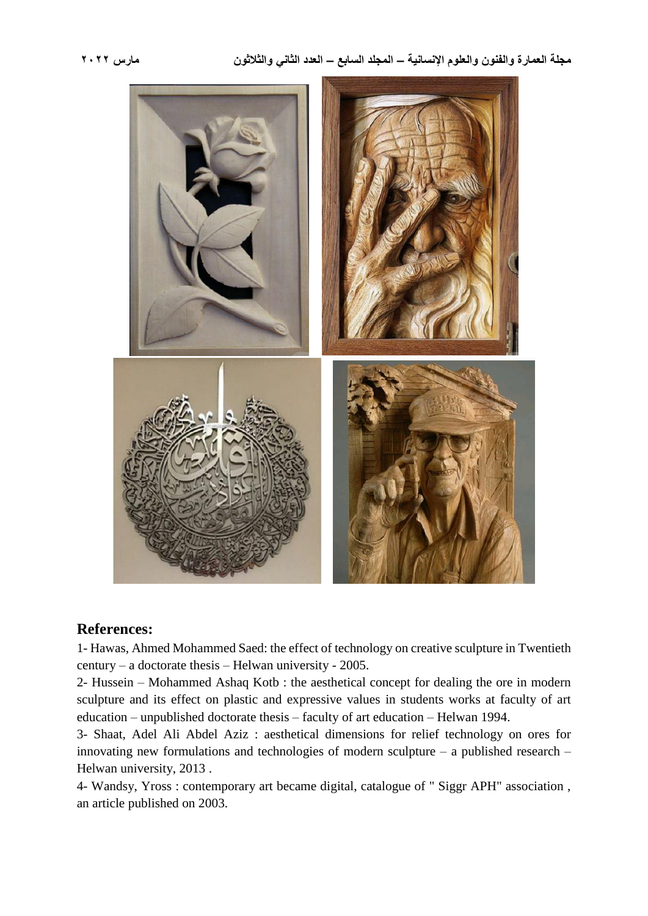## References:

1- Hawas, Ahmed Mohammed Saed: the effect of technology on creative sculpture in Twentieth century – a doctorate thesis – Helwan university - 2005.

2- Hussein – Mohammed Ashaq Kotb : the aesthetical concept for dealing the ore in modern sculpture and its effect on plastic and expressive values in students works at faculty of art education – unpublished doctorate thesis – faculty of art education – Helwan 1994.

3- Shaat, Adel Ali Abdel Aziz : aesthetical dimensions for relief technology on ores for innovating new formulations and technologies of modern sculpture – a published research – Helwan university, 2013 .

4- Wandsy, Yross : contemporary art became digital, catalogue of " Siggr APH" association , an article published on 2003.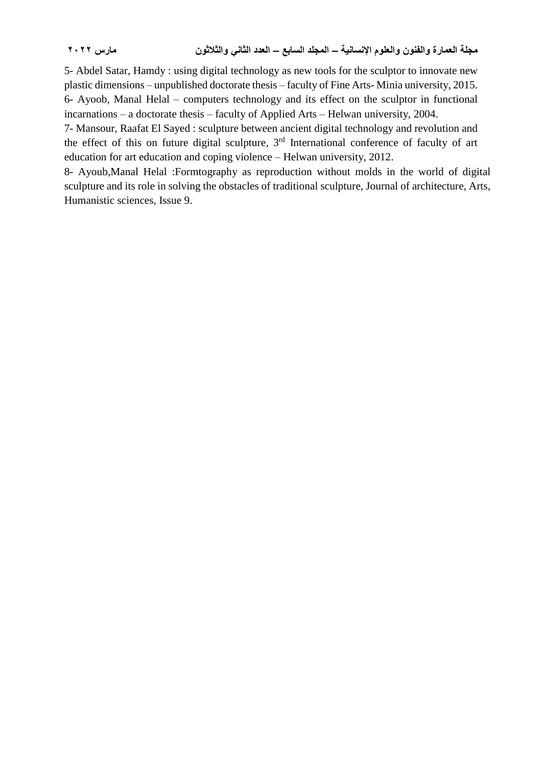5- Abdel Satar, Hamdy : using digital technology as new tools for the sculptor to innovate new plastic dimensions – unpublished doctorate thesis – faculty of Fine Arts- Minia university, 2015.

6- Ayoob, Manal Helal – computers technology and its effect on the sculptor in functional incarnations – a doctorate thesis – faculty of Applied Arts – Helwan university, 2004.

7- Mansour, Raafat El Sayed : sculpture between ancient digital technology and revolution and the effect of this on future digital sculpture, 3rd International conference of faculty of art education for art education and coping violence – Helwan university, 2012.

8- Ayoub,Manal Helal :Formtography as reproduction without molds in the world of digital sculpture and its role in solving the obstacles of traditional sculpture, Journal of architecture, Arts, Humanistic sciences, Issue 9.